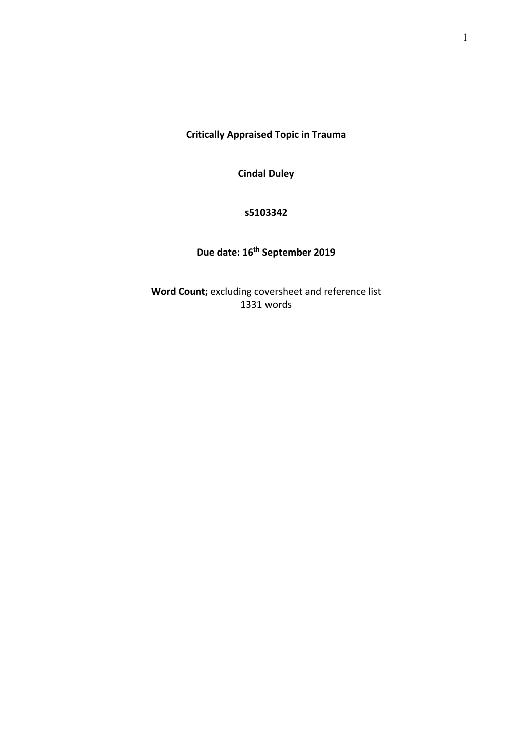**Critically Appraised Topic in Trauma**

**Cindal Duley**

**s5103342**

**Due date: 16th September 2019**

**Word Count;** excluding coversheet and reference list
1331 words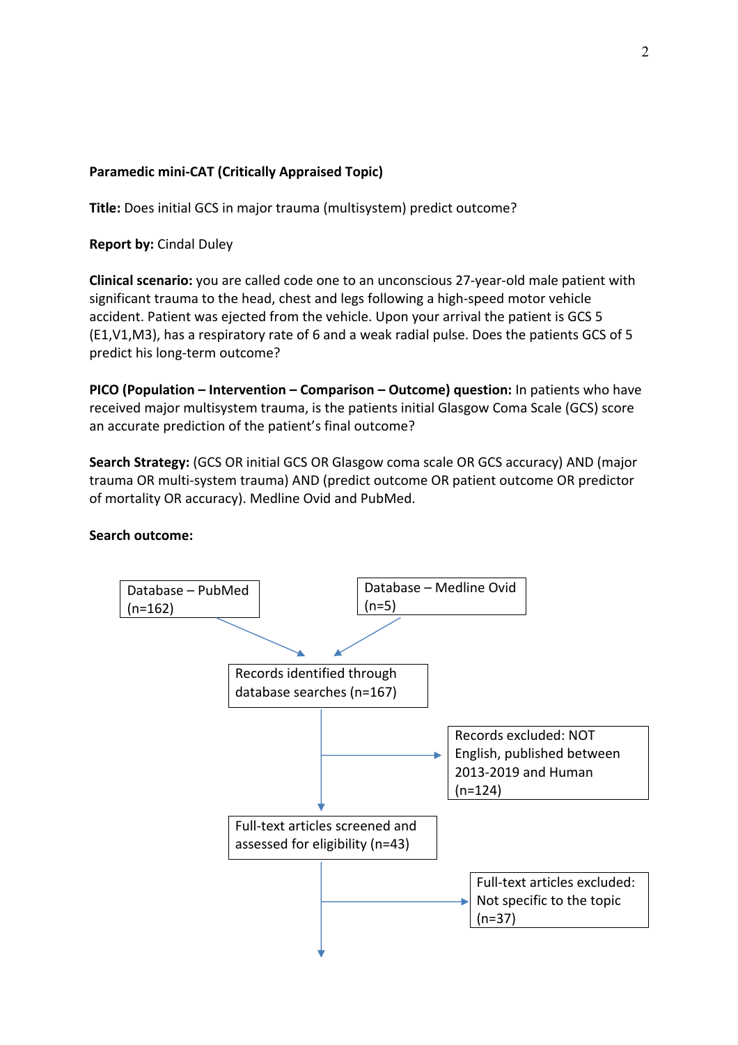**Paramedic mini-CAT (Critically Appraised Topic)**

**Title:** Does initial GCS in major trauma (multisystem) predict outcome?

**Report by:** Cindal Duley

**Clinical scenario:** you are called code one to an unconscious 27-year-old male patient with significant trauma to the head, chest and legs following a high-speed motor vehicle accident. Patient was ejected from the vehicle. Upon your arrival the patient is GCS 5 (E1,V1,M3), has a respiratory rate of 6 and a weak radial pulse. Does the patients GCS of 5 predict his long-term outcome?

**PICO (Population – Intervention – Comparison – Outcome) question:** In patients who have received major multisystem trauma, is the patients initial Glasgow Coma Scale (GCS) score an accurate prediction of the patient's final outcome?

**Search Strategy:** (GCS OR initial GCS OR Glasgow coma scale OR GCS accuracy) AND (major trauma OR multi-system trauma) AND (predict outcome OR patient outcome OR predictor of mortality OR accuracy). Medline Ovid and PubMed.

**Search outcome:**

Database – PubMed (n=162)

Database – Medline Ovid (n=5)

Records identified through database searches (n=167)

Records excluded: NOT English, published between 2013-2019 and Human (n=124)

Full-text articles screened and assessed for eligibility (n=43)

Full-text articles excluded: Not specific to the topic (n=37)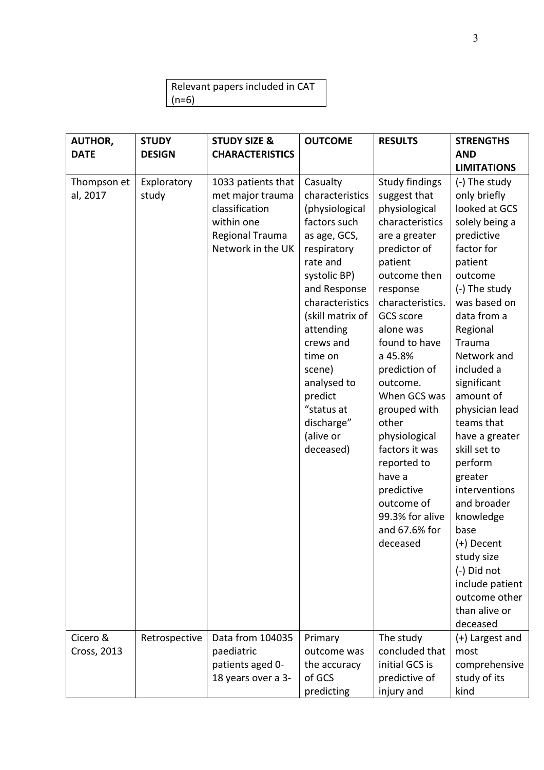Relevant papers included in CAT (n=6)

| AUTHOR, DATE | STUDY DESIGN | STUDY SIZE & CHARACTERISTICS | OUTCOME | RESULTS | STRENGTHS AND LIMITATIONS |
|---|---|---|---|---|---|
| Thompson et al, 2017 | Exploratory study | 1033 patients that met major trauma classification within one Regional Trauma Network in the UK | Casualty characteristics (physiological factors such as age, GCS, respiratory rate and systolic BP) and Response characteristics (skill matrix of attending crews and time on scene) analysed to predict "status at discharge" (alive or deceased) | Study findings suggest that physiological characteristics are a greater predictor of patient outcome then response characteristics. GCS score alone was found to have a 45.8% prediction of outcome. When GCS was grouped with other physiological factors it was reported to have a predictive outcome of 99.3% for alive and 67.6% for deceased | (-) The study only briefly looked at GCS solely being a predictive factor for patient outcome (-) The study was based on data from a Regional Trauma Network and included a significant amount of physician lead teams that have a greater skill set to perform greater interventions and broader knowledge base (+) Decent study size (-) Did not include patient outcome other than alive or deceased |
| Cicero & Cross, 2013 | Retrospective | Data from 104035 paediatric patients aged 0-18 years over a 3- | Primary outcome was the accuracy of GCS predicting | The study concluded that initial GCS is predictive of injury and | (+) Largest and most comprehensive study of its kind |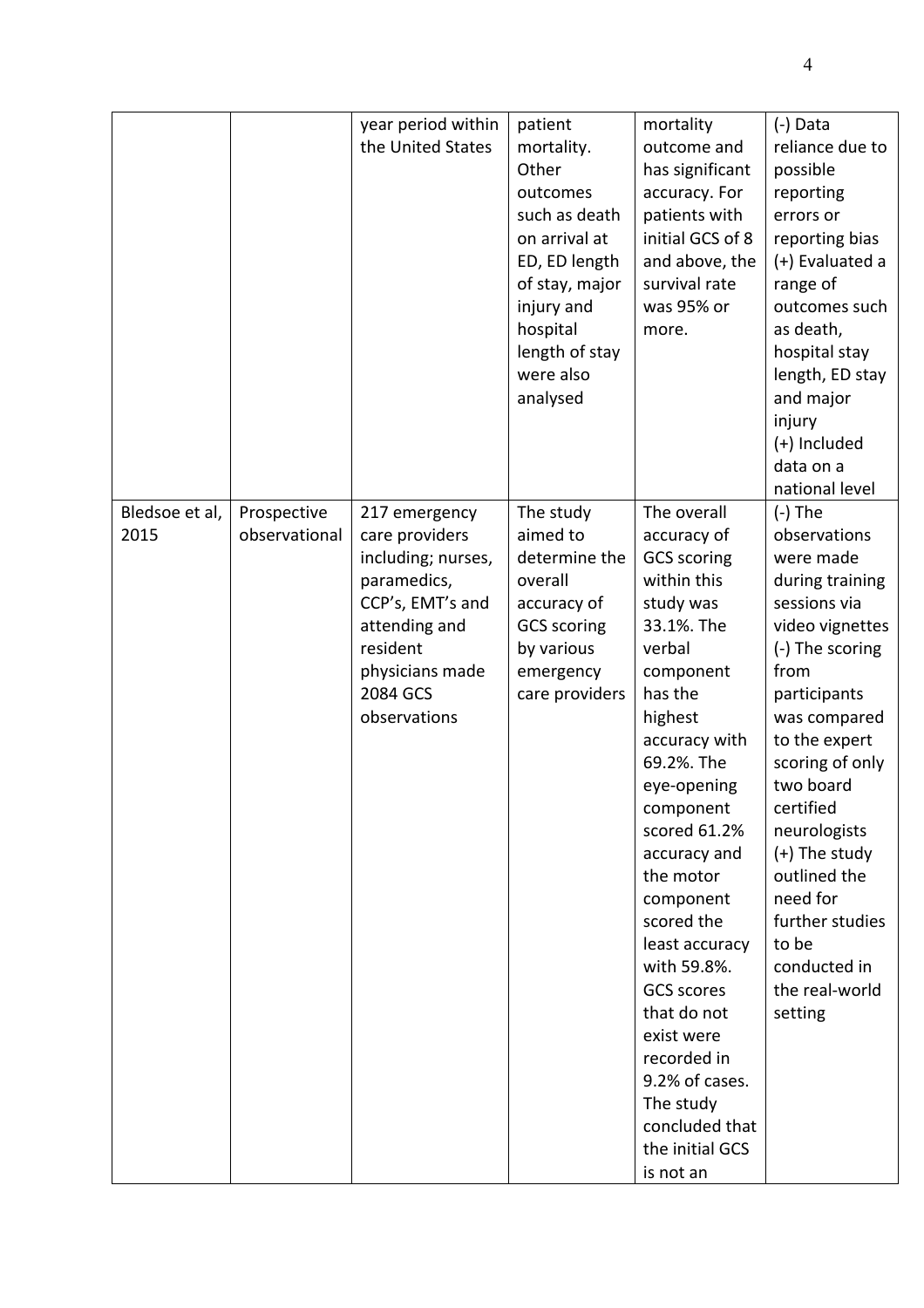| | | year period within the United States | patient mortality. Other outcomes such as death on arrival at ED, ED length of stay, major injury and hospital length of stay were also analysed | mortality outcome and has significant accuracy. For patients with initial GCS of 8 and above, the survival rate was 95% or more. | (-) Data reliance due to possible reporting errors or reporting bias (+) Evaluated a range of outcomes such as death, hospital stay length, ED stay and major injury (+) Included data on a national level |
|---|---|---|---|---|---|
| Bledsoe et al, 2015 | Prospective observational | 217 emergency care providers including; nurses, paramedics, CCP's, EMT's and attending and resident physicians made 2084 GCS observations | The study aimed to determine the overall accuracy of GCS scoring by various emergency care providers | The overall accuracy of GCS scoring within this study was 33.1%. The verbal component has the highest accuracy with 69.2%. The eye-opening component scored 61.2% accuracy and the motor component scored the least accuracy with 59.8%. GCS scores that do not exist were recorded in 9.2% of cases. The study concluded that the initial GCS is not an | (-) The observations were made during training sessions via video vignettes (-) The scoring from participants was compared to the expert scoring of only two board certified neurologists (+) The study outlined the need for further studies to be conducted in the real-world setting |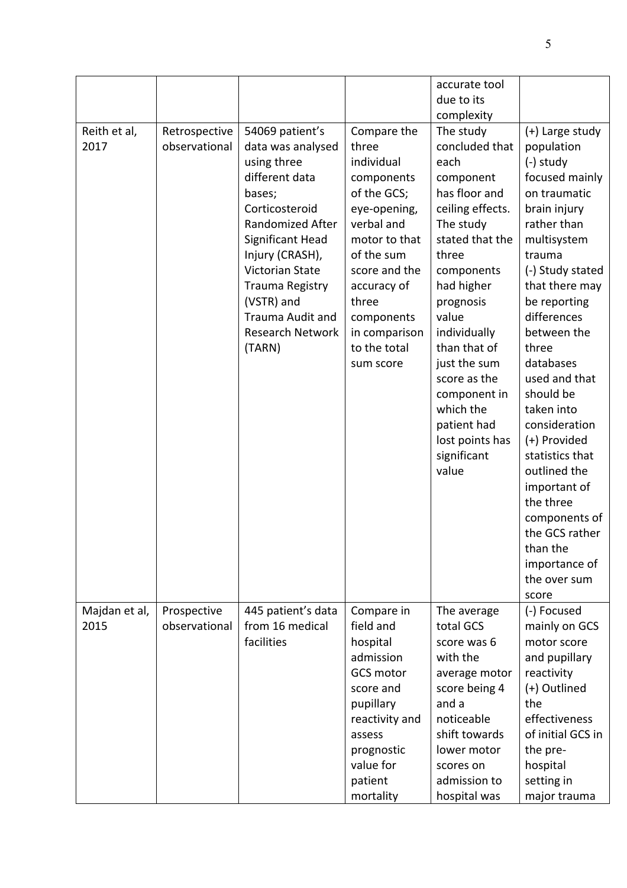|  |  |  |  | accurate tool due to its complexity |  |
|---|---|---|---|---|---|
| Reith et al, 2017 | Retrospective observational | 54069 patient's data was analysed using three different data bases; Corticosteroid Randomized After Significant Head Injury (CRASH), Victorian State Trauma Registry (VSTR) and Trauma Audit and Research Network (TARN) | Compare the three individual components of the GCS; eye-opening, verbal and motor to that of the sum score and the accuracy of three components in comparison to the total sum score | The study concluded that each component has floor and ceiling effects. The study stated that the three components had higher prognosis value individually than that of just the sum score as the component in which the patient had lost points has significant value | (+) Large study population (-) study focused mainly on traumatic brain injury rather than multisystem trauma (-) Study stated that there may be reporting differences between the three databases used and that should be taken into consideration (+) Provided statistics that outlined the important of the three components of the GCS rather than the importance of the over sum score |
| Majdan et al, 2015 | Prospective observational | 445 patient's data from 16 medical facilities | Compare in field and hospital admission GCS motor score and pupillary reactivity and assess prognostic value for patient mortality | The average total GCS score was 6 with the average motor score being 4 and a noticeable shift towards lower motor scores on admission to hospital was | (-) Focused mainly on GCS motor score and pupillary reactivity (+) Outlined the effectiveness of initial GCS in the pre-hospital setting in major trauma |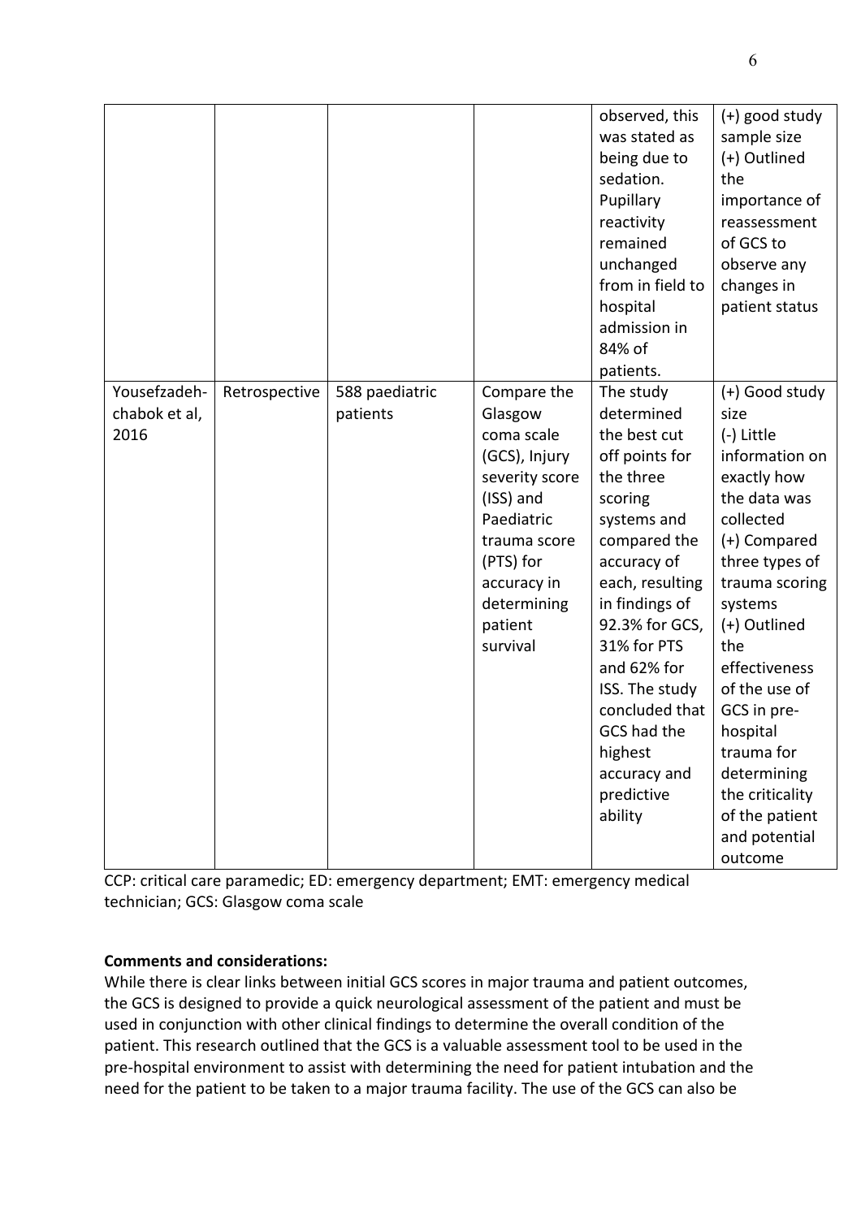| | | | | observed, this was stated as being due to sedation. Pupillary reactivity remained unchanged from in field to hospital admission in 84% of patients. | (+) good study sample size (+) Outlined the importance of reassessment of GCS to observe any changes in patient status |
|---|---|---|---|---|---|
| Yousefzadeh-chabok et al, 2016 | Retrospective | 588 paediatric patients | Compare the Glasgow coma scale (GCS), Injury severity score (ISS) and Paediatric trauma score (PTS) for accuracy in determining patient survival | The study determined the best cut off points for the three scoring systems and compared the accuracy of each, resulting in findings of 92.3% for GCS, 31% for PTS and 62% for ISS. The study concluded that GCS had the highest accuracy and predictive ability | (+) Good study size (-) Little information on exactly how the data was collected (+) Compared three types of trauma scoring systems (+) Outlined the effectiveness of the use of GCS in pre-hospital trauma for determining the criticality of the patient and potential outcome |

CCP: critical care paramedic; ED: emergency department; EMT: emergency medical technician; GCS: Glasgow coma scale

**Comments and considerations:**

While there is clear links between initial GCS scores in major trauma and patient outcomes, the GCS is designed to provide a quick neurological assessment of the patient and must be used in conjunction with other clinical findings to determine the overall condition of the patient. This research outlined that the GCS is a valuable assessment tool to be used in the pre-hospital environment to assist with determining the need for patient intubation and the need for the patient to be taken to a major trauma facility. The use of the GCS can also be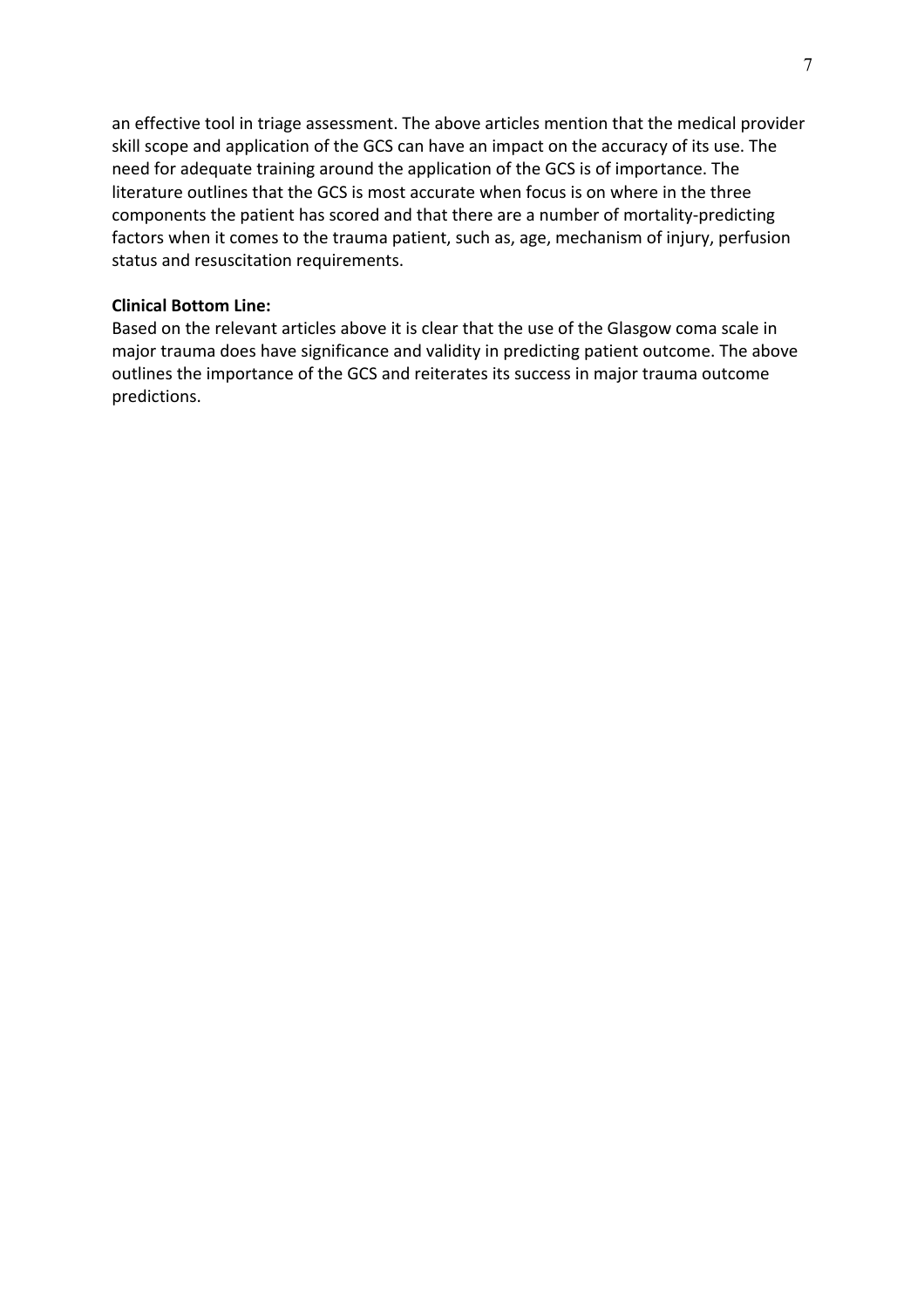an effective tool in triage assessment. The above articles mention that the medical provider skill scope and application of the GCS can have an impact on the accuracy of its use. The need for adequate training around the application of the GCS is of importance. The literature outlines that the GCS is most accurate when focus is on where in the three components the patient has scored and that there are a number of mortality-predicting factors when it comes to the trauma patient, such as, age, mechanism of injury, perfusion status and resuscitation requirements.

**Clinical Bottom Line:**

Based on the relevant articles above it is clear that the use of the Glasgow coma scale in major trauma does have significance and validity in predicting patient outcome. The above outlines the importance of the GCS and reiterates its success in major trauma outcome predictions.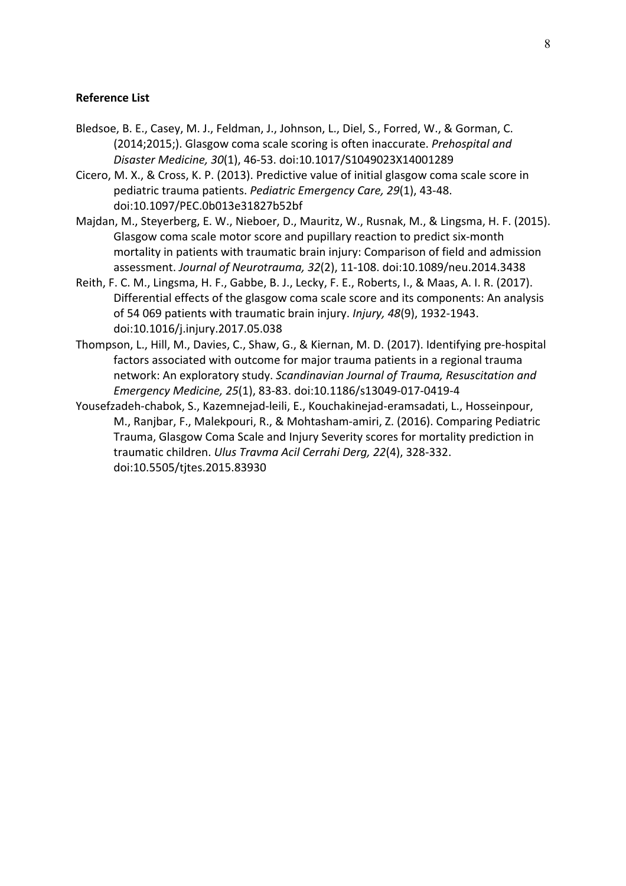**Reference List**

Bledsoe, B. E., Casey, M. J., Feldman, J., Johnson, L., Diel, S., Forred, W., & Gorman, C. (2014;2015;). Glasgow coma scale scoring is often inaccurate. *Prehospital and Disaster Medicine, 30*(1), 46-53. doi:10.1017/S1049023X14001289

Cicero, M. X., & Cross, K. P. (2013). Predictive value of initial glasgow coma scale score in pediatric trauma patients. *Pediatric Emergency Care, 29*(1), 43-48. doi:10.1097/PEC.0b013e31827b52bf

Majdan, M., Steyerberg, E. W., Nieboer, D., Mauritz, W., Rusnak, M., & Lingsma, H. F. (2015). Glasgow coma scale motor score and pupillary reaction to predict six-month mortality in patients with traumatic brain injury: Comparison of field and admission assessment. *Journal of Neurotrauma, 32*(2), 11-108. doi:10.1089/neu.2014.3438

Reith, F. C. M., Lingsma, H. F., Gabbe, B. J., Lecky, F. E., Roberts, I., & Maas, A. I. R. (2017). Differential effects of the glasgow coma scale score and its components: An analysis of 54 069 patients with traumatic brain injury. *Injury, 48*(9), 1932-1943. doi:10.1016/j.injury.2017.05.038

Thompson, L., Hill, M., Davies, C., Shaw, G., & Kiernan, M. D. (2017). Identifying pre-hospital factors associated with outcome for major trauma patients in a regional trauma network: An exploratory study. *Scandinavian Journal of Trauma, Resuscitation and Emergency Medicine, 25*(1), 83-83. doi:10.1186/s13049-017-0419-4

Yousefzadeh-chabok, S., Kazemnejad-leili, E., Kouchakinejad-eramsadati, L., Hosseinpour, M., Ranjbar, F., Malekpouri, R., & Mohtasham-amiri, Z. (2016). Comparing Pediatric Trauma, Glasgow Coma Scale and Injury Severity scores for mortality prediction in traumatic children. *Ulus Travma Acil Cerrahi Derg, 22*(4), 328-332. doi:10.5505/tjtes.2015.83930